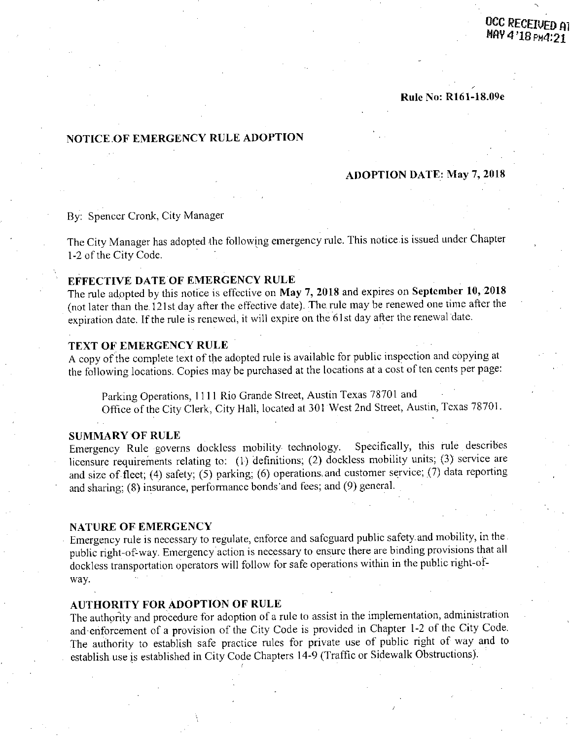OCC RECEIVED AT
MAY 4 '18 PM4:21

**Rule No: R161-18.09e**

## NOTICE OF EMERGENCY RULE ADOPTION

**ADOPTION DATE: May 7, 2018**

By: Spencer Cronk, City Manager

The City Manager has adopted the following emergency rule. This notice is issued under Chapter 1-2 of the City Code.

### EFFECTIVE DATE OF EMERGENCY RULE

The rule adopted by this notice is effective on **May 7, 2018** and expires on **September 10, 2018** (not later than the 121st day after the effective date). The rule may be renewed one time after the expiration date. If the rule is renewed, it will expire on the 61st day after the renewal date.

### TEXT OF EMERGENCY RULE

A copy of the complete text of the adopted rule is available for public inspection and copying at the following locations. Copies may be purchased at the locations at a cost of ten cents per page:

> Parking Operations, 1111 Rio Grande Street, Austin Texas 78701 and
> Office of the City Clerk, City Hall, located at 301 West 2nd Street, Austin, Texas 78701.

### SUMMARY OF RULE

Emergency Rule governs dockless mobility technology. Specifically, this rule describes licensure requirements relating to: (1) definitions; (2) dockless mobility units; (3) service are and size of fleet; (4) safety; (5) parking; (6) operations and customer service; (7) data reporting and sharing; (8) insurance, performance bonds and fees; and (9) general.

### NATURE OF EMERGENCY

Emergency rule is necessary to regulate, enforce and safeguard public safety and mobility, in the public right-of-way. Emergency action is necessary to ensure there are binding provisions that all dockless transportation operators will follow for safe operations within in the public right-of-way.

### AUTHORITY FOR ADOPTION OF RULE

The authority and procedure for adoption of a rule to assist in the implementation, administration and enforcement of a provision of the City Code is provided in Chapter 1-2 of the City Code. The authority to establish safe practice rules for private use of public right of way and to establish use is established in City Code Chapters 14-9 (Traffic or Sidewalk Obstructions).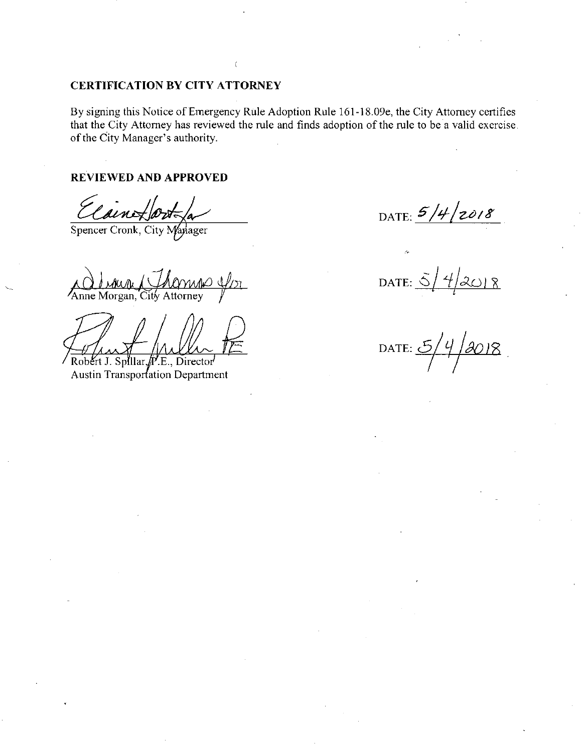## CERTIFICATION BY CITY ATTORNEY

By signing this Notice of Emergency Rule Adoption Rule 161-18.09e, the City Attorney certifies that the City Attorney has reviewed the rule and finds adoption of the rule to be a valid exercise of the City Manager's authority.

## REVIEWED AND APPROVED

Spencer Cronk, City Manager — DATE: 5/4/2018

Anne Morgan, City Attorney — DATE: 5/4/2018

Robert J. Spillar, P.E., Director
Austin Transportation Department — DATE: 5/4/2018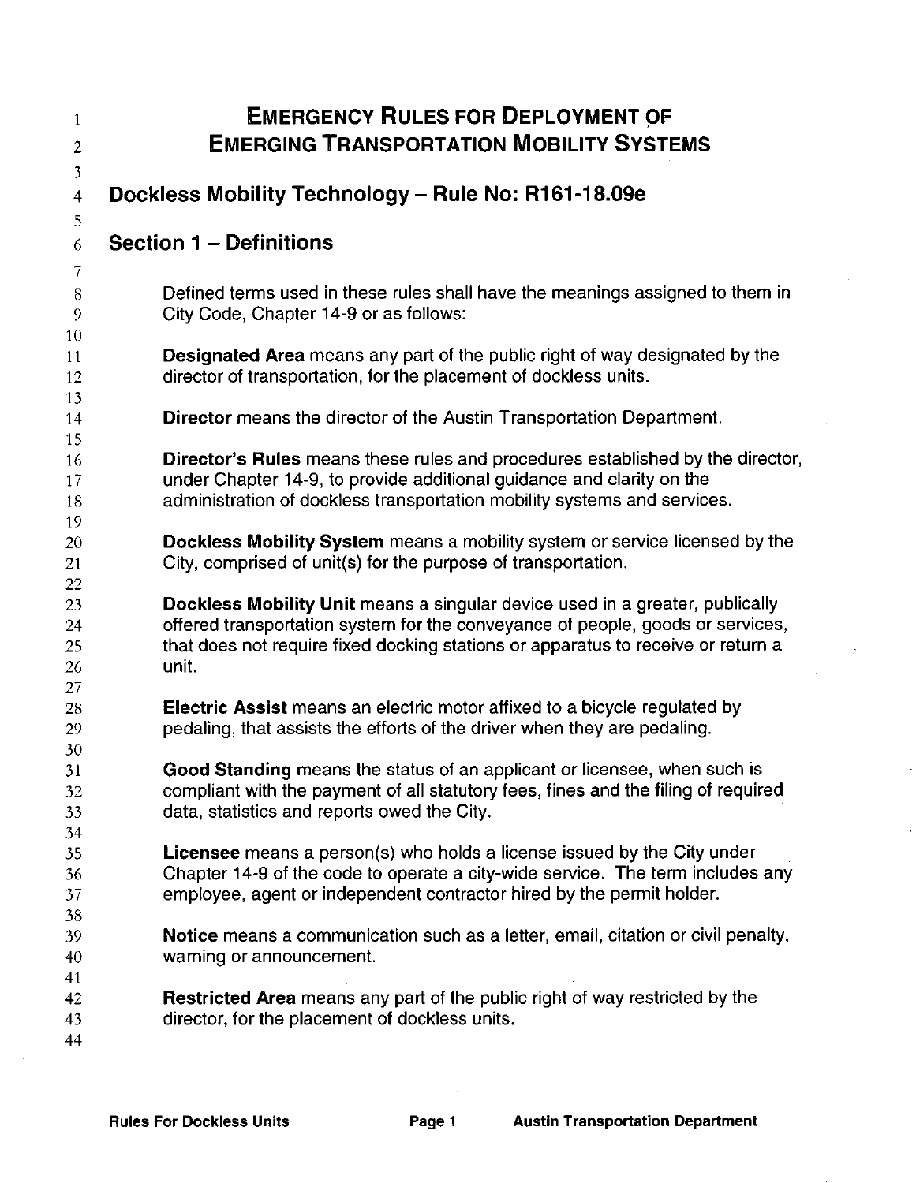# EMERGENCY RULES FOR DEPLOYMENT OF EMERGING TRANSPORTATION MOBILITY SYSTEMS

## Dockless Mobility Technology – Rule No: R161-18.09e

## Section 1 – Definitions

Defined terms used in these rules shall have the meanings assigned to them in City Code, Chapter 14-9 or as follows:

**Designated Area** means any part of the public right of way designated by the director of transportation, for the placement of dockless units.

**Director** means the director of the Austin Transportation Department.

**Director's Rules** means these rules and procedures established by the director, under Chapter 14-9, to provide additional guidance and clarity on the administration of dockless transportation mobility systems and services.

**Dockless Mobility System** means a mobility system or service licensed by the City, comprised of unit(s) for the purpose of transportation.

**Dockless Mobility Unit** means a singular device used in a greater, publically offered transportation system for the conveyance of people, goods or services, that does not require fixed docking stations or apparatus to receive or return a unit.

**Electric Assist** means an electric motor affixed to a bicycle regulated by pedaling, that assists the efforts of the driver when they are pedaling.

**Good Standing** means the status of an applicant or licensee, when such is compliant with the payment of all statutory fees, fines and the filing of required data, statistics and reports owed the City.

**Licensee** means a person(s) who holds a license issued by the City under Chapter 14-9 of the code to operate a city-wide service. The term includes any employee, agent or independent contractor hired by the permit holder.

**Notice** means a communication such as a letter, email, citation or civil penalty, warning or announcement.

**Restricted Area** means any part of the public right of way restricted by the director, for the placement of dockless units.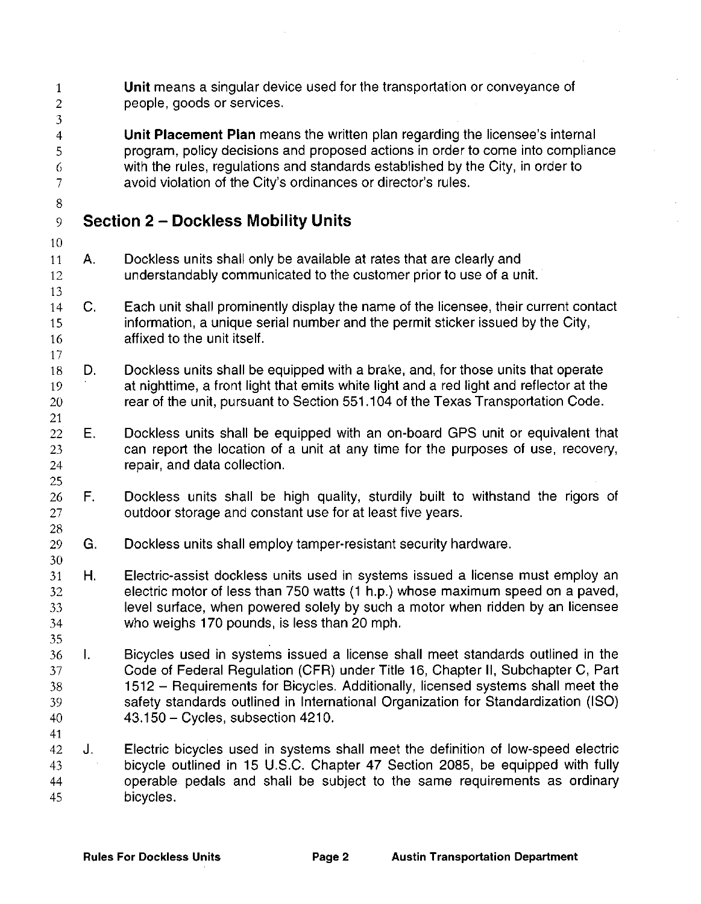**Unit** means a singular device used for the transportation or conveyance of people, goods or services.

**Unit Placement Plan** means the written plan regarding the licensee's internal program, policy decisions and proposed actions in order to come into compliance with the rules, regulations and standards established by the City, in order to avoid violation of the City's ordinances or director's rules.

## Section 2 – Dockless Mobility Units

A. Dockless units shall only be available at rates that are clearly and understandably communicated to the customer prior to use of a unit.

C. Each unit shall prominently display the name of the licensee, their current contact information, a unique serial number and the permit sticker issued by the City, affixed to the unit itself.

D. Dockless units shall be equipped with a brake, and, for those units that operate at nighttime, a front light that emits white light and a red light and reflector at the rear of the unit, pursuant to Section 551.104 of the Texas Transportation Code.

E. Dockless units shall be equipped with an on-board GPS unit or equivalent that can report the location of a unit at any time for the purposes of use, recovery, repair, and data collection.

F. Dockless units shall be high quality, sturdily built to withstand the rigors of outdoor storage and constant use for at least five years.

G. Dockless units shall employ tamper-resistant security hardware.

H. Electric-assist dockless units used in systems issued a license must employ an electric motor of less than 750 watts (1 h.p.) whose maximum speed on a paved, level surface, when powered solely by such a motor when ridden by an licensee who weighs 170 pounds, is less than 20 mph.

I. Bicycles used in systems issued a license shall meet standards outlined in the Code of Federal Regulation (CFR) under Title 16, Chapter II, Subchapter C, Part 1512 – Requirements for Bicycles. Additionally, licensed systems shall meet the safety standards outlined in International Organization for Standardization (ISO) 43.150 – Cycles, subsection 4210.

J. Electric bicycles used in systems shall meet the definition of low-speed electric bicycle outlined in 15 U.S.C. Chapter 47 Section 2085, be equipped with fully operable pedals and shall be subject to the same requirements as ordinary bicycles.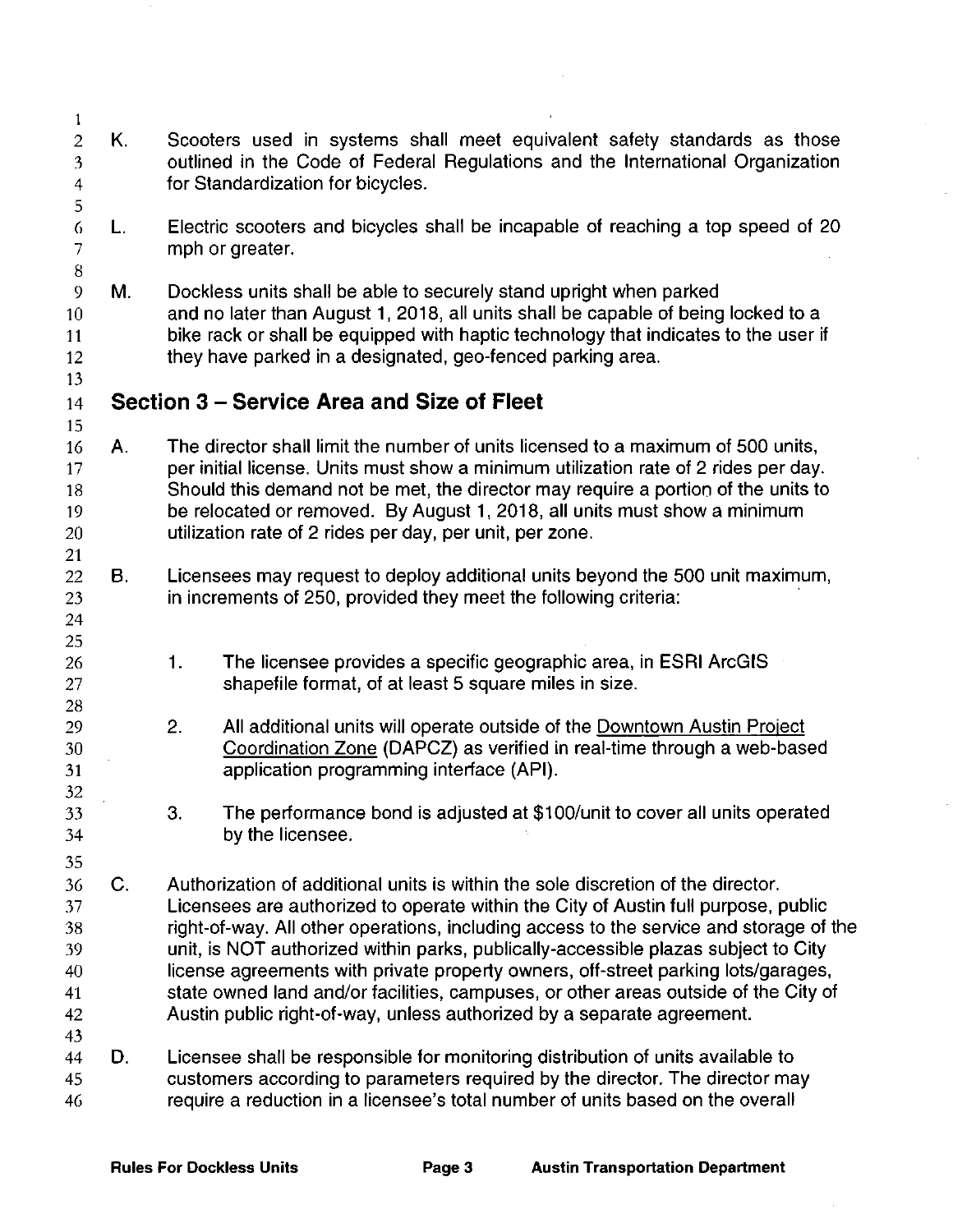K. Scooters used in systems shall meet equivalent safety standards as those outlined in the Code of Federal Regulations and the International Organization for Standardization for bicycles.

L. Electric scooters and bicycles shall be incapable of reaching a top speed of 20 mph or greater.

M. Dockless units shall be able to securely stand upright when parked and no later than August 1, 2018, all units shall be capable of being locked to a bike rack or shall be equipped with haptic technology that indicates to the user if they have parked in a designated, geo-fenced parking area.

## Section 3 – Service Area and Size of Fleet

A. The director shall limit the number of units licensed to a maximum of 500 units, per initial license. Units must show a minimum utilization rate of 2 rides per day. Should this demand not be met, the director may require a portion of the units to be relocated or removed. By August 1, 2018, all units must show a minimum utilization rate of 2 rides per day, per unit, per zone.

B. Licensees may request to deploy additional units beyond the 500 unit maximum, in increments of 250, provided they meet the following criteria:

1. The licensee provides a specific geographic area, in ESRI ArcGIS shapefile format, of at least 5 square miles in size.

2. All additional units will operate outside of the Downtown Austin Project Coordination Zone (DAPCZ) as verified in real-time through a web-based application programming interface (API).

3. The performance bond is adjusted at $100/unit to cover all units operated by the licensee.

C. Authorization of additional units is within the sole discretion of the director. Licensees are authorized to operate within the City of Austin full purpose, public right-of-way. All other operations, including access to the service and storage of the unit, is NOT authorized within parks, publically-accessible plazas subject to City license agreements with private property owners, off-street parking lots/garages, state owned land and/or facilities, campuses, or other areas outside of the City of Austin public right-of-way, unless authorized by a separate agreement.

D. Licensee shall be responsible for monitoring distribution of units available to customers according to parameters required by the director. The director may require a reduction in a licensee's total number of units based on the overall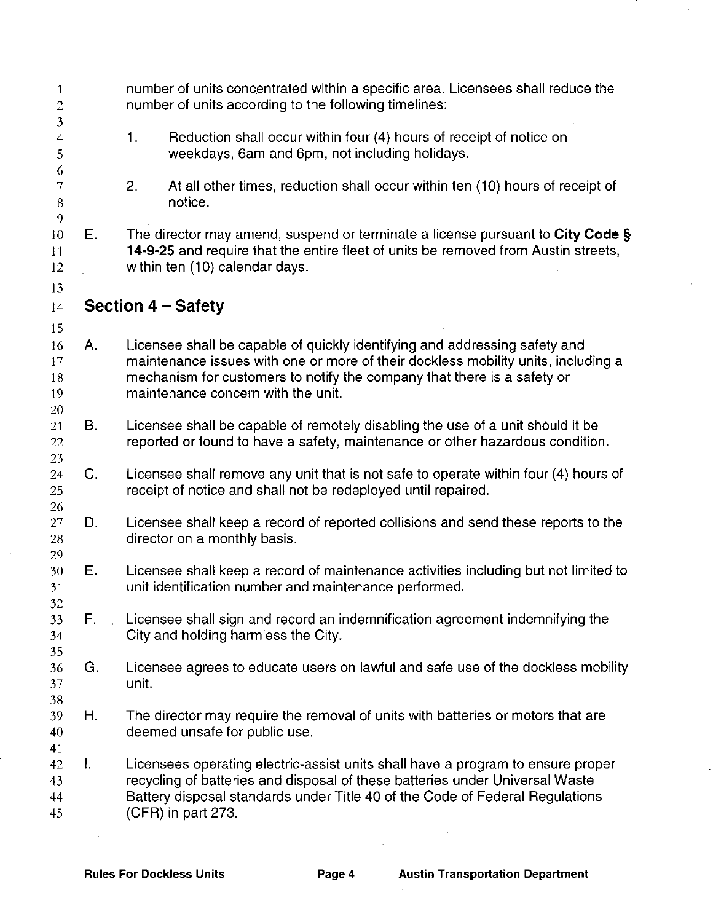number of units concentrated within a specific area. Licensees shall reduce the number of units according to the following timelines:

1. Reduction shall occur within four (4) hours of receipt of notice on weekdays, 6am and 6pm, not including holidays.

2. At all other times, reduction shall occur within ten (10) hours of receipt of notice.

E. The director may amend, suspend or terminate a license pursuant to **City Code § 14-9-25** and require that the entire fleet of units be removed from Austin streets, within ten (10) calendar days.

## Section 4 – Safety

A. Licensee shall be capable of quickly identifying and addressing safety and maintenance issues with one or more of their dockless mobility units, including a mechanism for customers to notify the company that there is a safety or maintenance concern with the unit.

B. Licensee shall be capable of remotely disabling the use of a unit should it be reported or found to have a safety, maintenance or other hazardous condition.

C. Licensee shall remove any unit that is not safe to operate within four (4) hours of receipt of notice and shall not be redeployed until repaired.

D. Licensee shall keep a record of reported collisions and send these reports to the director on a monthly basis.

E. Licensee shall keep a record of maintenance activities including but not limited to unit identification number and maintenance performed.

F. Licensee shall sign and record an indemnification agreement indemnifying the City and holding harmless the City.

G. Licensee agrees to educate users on lawful and safe use of the dockless mobility unit.

H. The director may require the removal of units with batteries or motors that are deemed unsafe for public use.

I. Licensees operating electric-assist units shall have a program to ensure proper recycling of batteries and disposal of these batteries under Universal Waste Battery disposal standards under Title 40 of the Code of Federal Regulations (CFR) in part 273.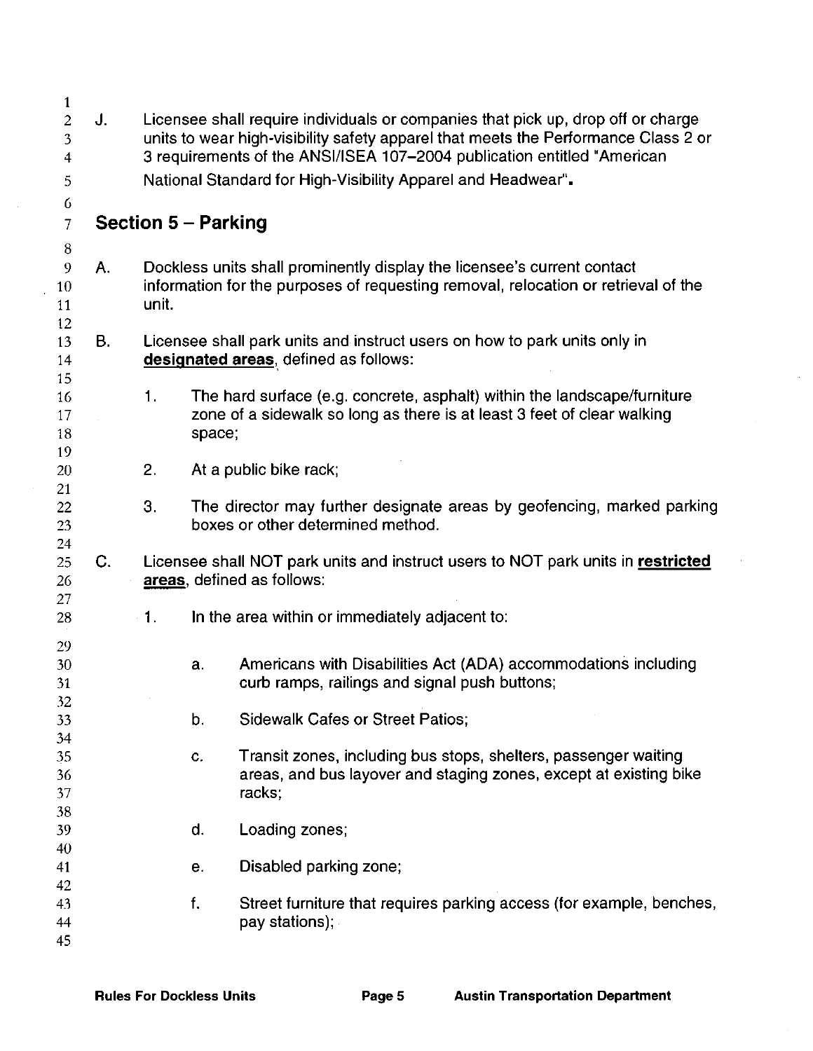J. Licensee shall require individuals or companies that pick up, drop off or charge units to wear high-visibility safety apparel that meets the Performance Class 2 or 3 requirements of the ANSI/ISEA 107–2004 publication entitled "American National Standard for High-Visibility Apparel and Headwear".

## Section 5 – Parking

A. Dockless units shall prominently display the licensee's current contact information for the purposes of requesting removal, relocation or retrieval of the unit.

B. Licensee shall park units and instruct users on how to park units only in **designated areas**, defined as follows:

   1. The hard surface (e.g. concrete, asphalt) within the landscape/furniture zone of a sidewalk so long as there is at least 3 feet of clear walking space;

   2. At a public bike rack;

   3. The director may further designate areas by geofencing, marked parking boxes or other determined method.

C. Licensee shall NOT park units and instruct users to NOT park units in **restricted areas**, defined as follows:

   1. In the area within or immediately adjacent to:

      a. Americans with Disabilities Act (ADA) accommodations including curb ramps, railings and signal push buttons;

      b. Sidewalk Cafes or Street Patios;

      c. Transit zones, including bus stops, shelters, passenger waiting areas, and bus layover and staging zones, except at existing bike racks;

      d. Loading zones;

      e. Disabled parking zone;

      f. Street furniture that requires parking access (for example, benches, pay stations);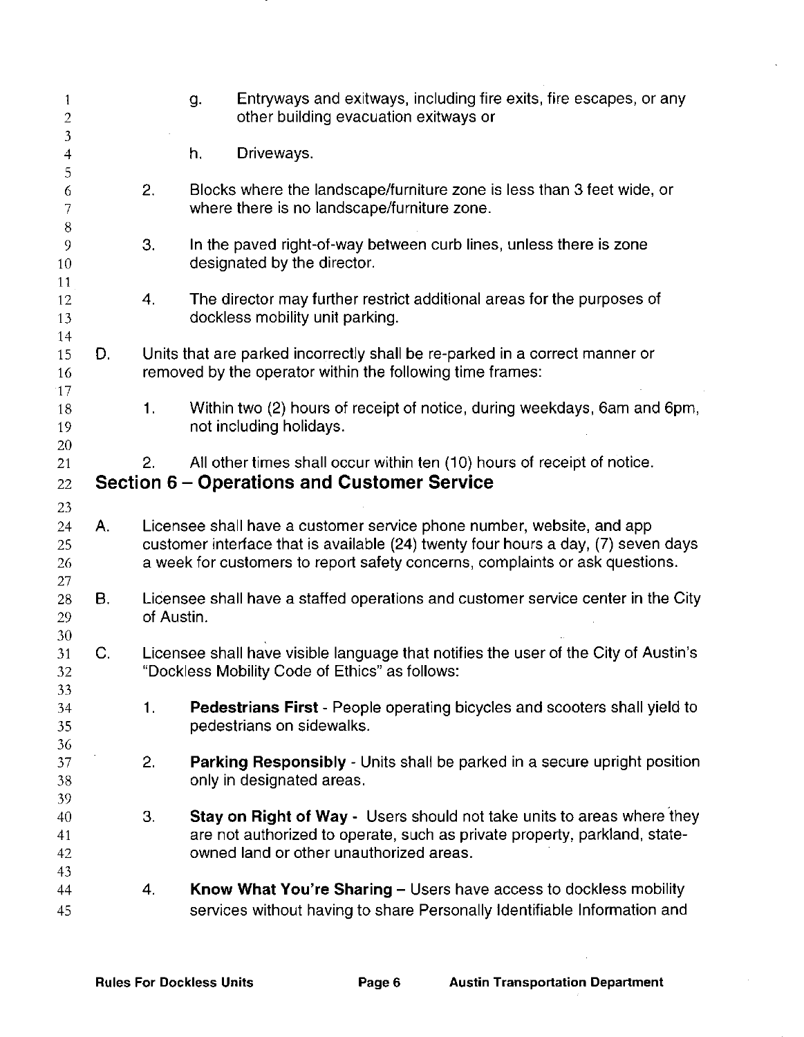g. Entryways and exitways, including fire exits, fire escapes, or any other building evacuation exitways or

h. Driveways.

2. Blocks where the landscape/furniture zone is less than 3 feet wide, or where there is no landscape/furniture zone.

3. In the paved right-of-way between curb lines, unless there is zone designated by the director.

4. The director may further restrict additional areas for the purposes of dockless mobility unit parking.

D. Units that are parked incorrectly shall be re-parked in a correct manner or removed by the operator within the following time frames:

1. Within two (2) hours of receipt of notice, during weekdays, 6am and 6pm, not including holidays.

2. All other times shall occur within ten (10) hours of receipt of notice.

## Section 6 – Operations and Customer Service

A. Licensee shall have a customer service phone number, website, and app customer interface that is available (24) twenty four hours a day, (7) seven days a week for customers to report safety concerns, complaints or ask questions.

B. Licensee shall have a staffed operations and customer service center in the City of Austin.

C. Licensee shall have visible language that notifies the user of the City of Austin's "Dockless Mobility Code of Ethics" as follows:

1. **Pedestrians First** - People operating bicycles and scooters shall yield to pedestrians on sidewalks.

2. **Parking Responsibly** - Units shall be parked in a secure upright position only in designated areas.

3. **Stay on Right of Way** - Users should not take units to areas where they are not authorized to operate, such as private property, parkland, state-owned land or other unauthorized areas.

4. **Know What You're Sharing** – Users have access to dockless mobility services without having to share Personally Identifiable Information and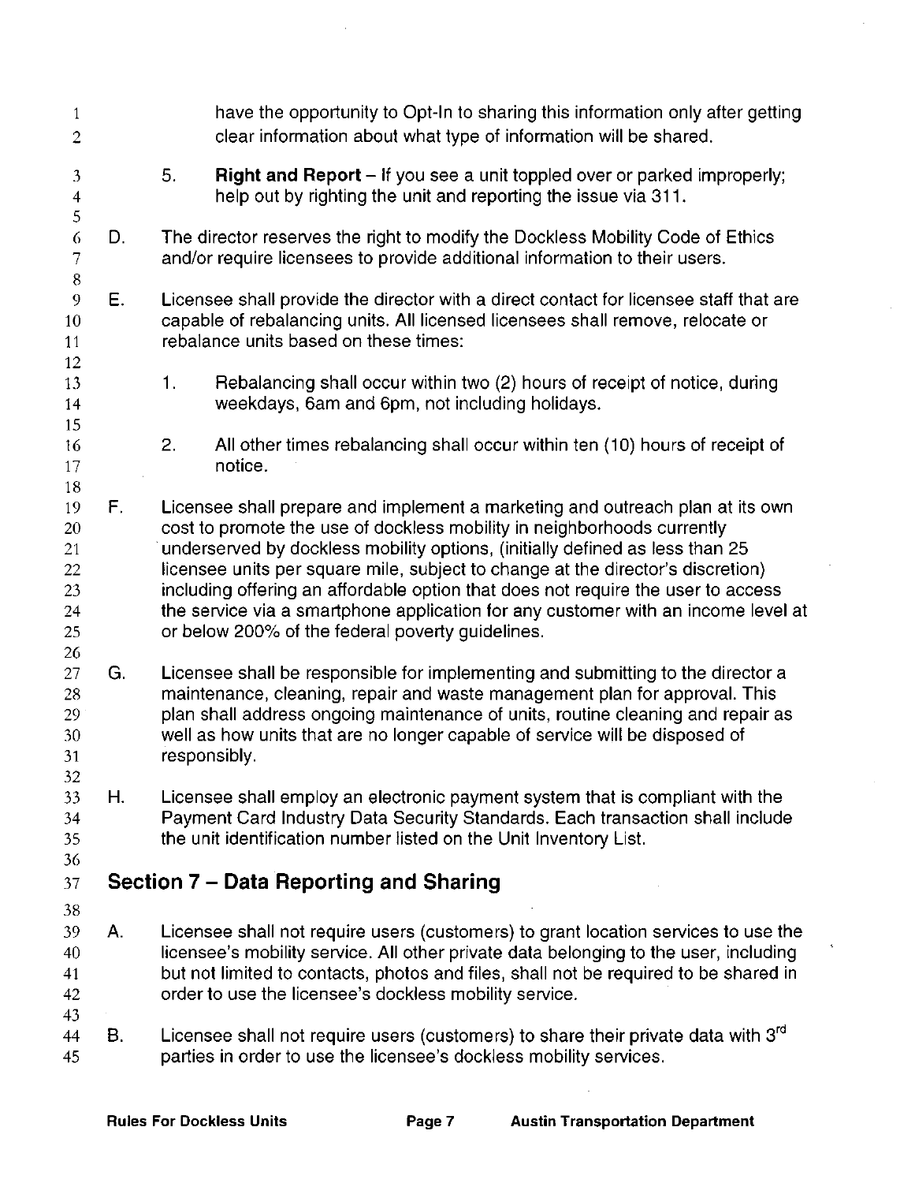have the opportunity to Opt-In to sharing this information only after getting clear information about what type of information will be shared.

5. **Right and Report** – If you see a unit toppled over or parked improperly; help out by righting the unit and reporting the issue via 311.

D. The director reserves the right to modify the Dockless Mobility Code of Ethics and/or require licensees to provide additional information to their users.

E. Licensee shall provide the director with a direct contact for licensee staff that are capable of rebalancing units. All licensed licensees shall remove, relocate or rebalance units based on these times:

1. Rebalancing shall occur within two (2) hours of receipt of notice, during weekdays, 6am and 6pm, not including holidays.

2. All other times rebalancing shall occur within ten (10) hours of receipt of notice.

F. Licensee shall prepare and implement a marketing and outreach plan at its own cost to promote the use of dockless mobility in neighborhoods currently underserved by dockless mobility options, (initially defined as less than 25 licensee units per square mile, subject to change at the director's discretion) including offering an affordable option that does not require the user to access the service via a smartphone application for any customer with an income level at or below 200% of the federal poverty guidelines.

G. Licensee shall be responsible for implementing and submitting to the director a maintenance, cleaning, repair and waste management plan for approval. This plan shall address ongoing maintenance of units, routine cleaning and repair as well as how units that are no longer capable of service will be disposed of responsibly.

H. Licensee shall employ an electronic payment system that is compliant with the Payment Card Industry Data Security Standards. Each transaction shall include the unit identification number listed on the Unit Inventory List.

## Section 7 – Data Reporting and Sharing

A. Licensee shall not require users (customers) to grant location services to use the licensee's mobility service. All other private data belonging to the user, including but not limited to contacts, photos and files, shall not be required to be shared in order to use the licensee's dockless mobility service.

B. Licensee shall not require users (customers) to share their private data with 3rd parties in order to use the licensee's dockless mobility services.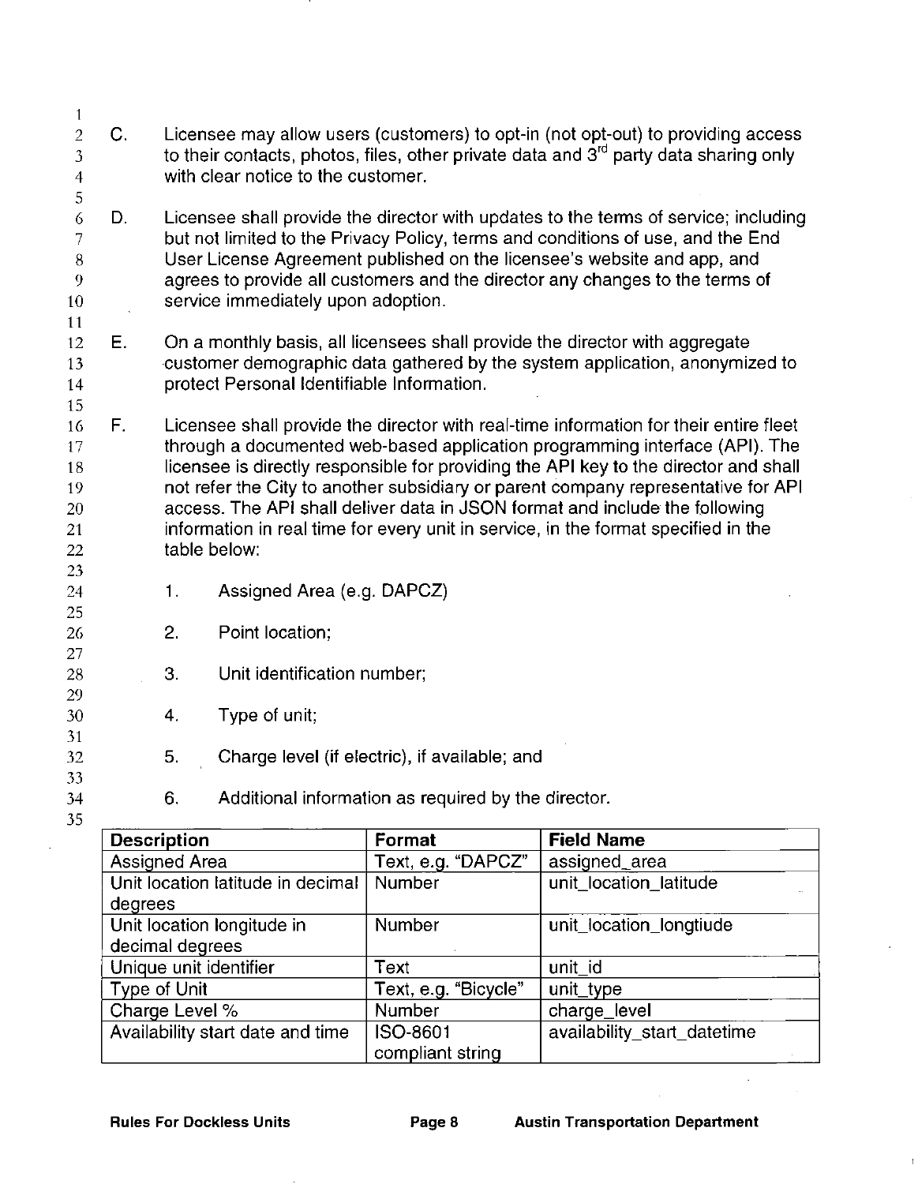C. Licensee may allow users (customers) to opt-in (not opt-out) to providing access to their contacts, photos, files, other private data and 3rd party data sharing only with clear notice to the customer.

D. Licensee shall provide the director with updates to the terms of service; including but not limited to the Privacy Policy, terms and conditions of use, and the End User License Agreement published on the licensee's website and app, and agrees to provide all customers and the director any changes to the terms of service immediately upon adoption.

E. On a monthly basis, all licensees shall provide the director with aggregate customer demographic data gathered by the system application, anonymized to protect Personal Identifiable Information.

F. Licensee shall provide the director with real-time information for their entire fleet through a documented web-based application programming interface (API). The licensee is directly responsible for providing the API key to the director and shall not refer the City to another subsidiary or parent company representative for API access. The API shall deliver data in JSON format and include the following information in real time for every unit in service, in the format specified in the table below:

1. Assigned Area (e.g. DAPCZ)

2. Point location;

3. Unit identification number;

4. Type of unit;

5. Charge level (if electric), if available; and

6. Additional information as required by the director.

| Description | Format | Field Name |
|---|---|---|
| Assigned Area | Text, e.g. "DAPCZ" | assigned_area |
| Unit location latitude in decimal degrees | Number | unit_location_latitude |
| Unit location longitude in decimal degrees | Number | unit_location_longtiude |
| Unique unit identifier | Text | unit_id |
| Type of Unit | Text, e.g. "Bicycle" | unit_type |
| Charge Level % | Number | charge_level |
| Availability start date and time | ISO-8601 compliant string | availability_start_datetime |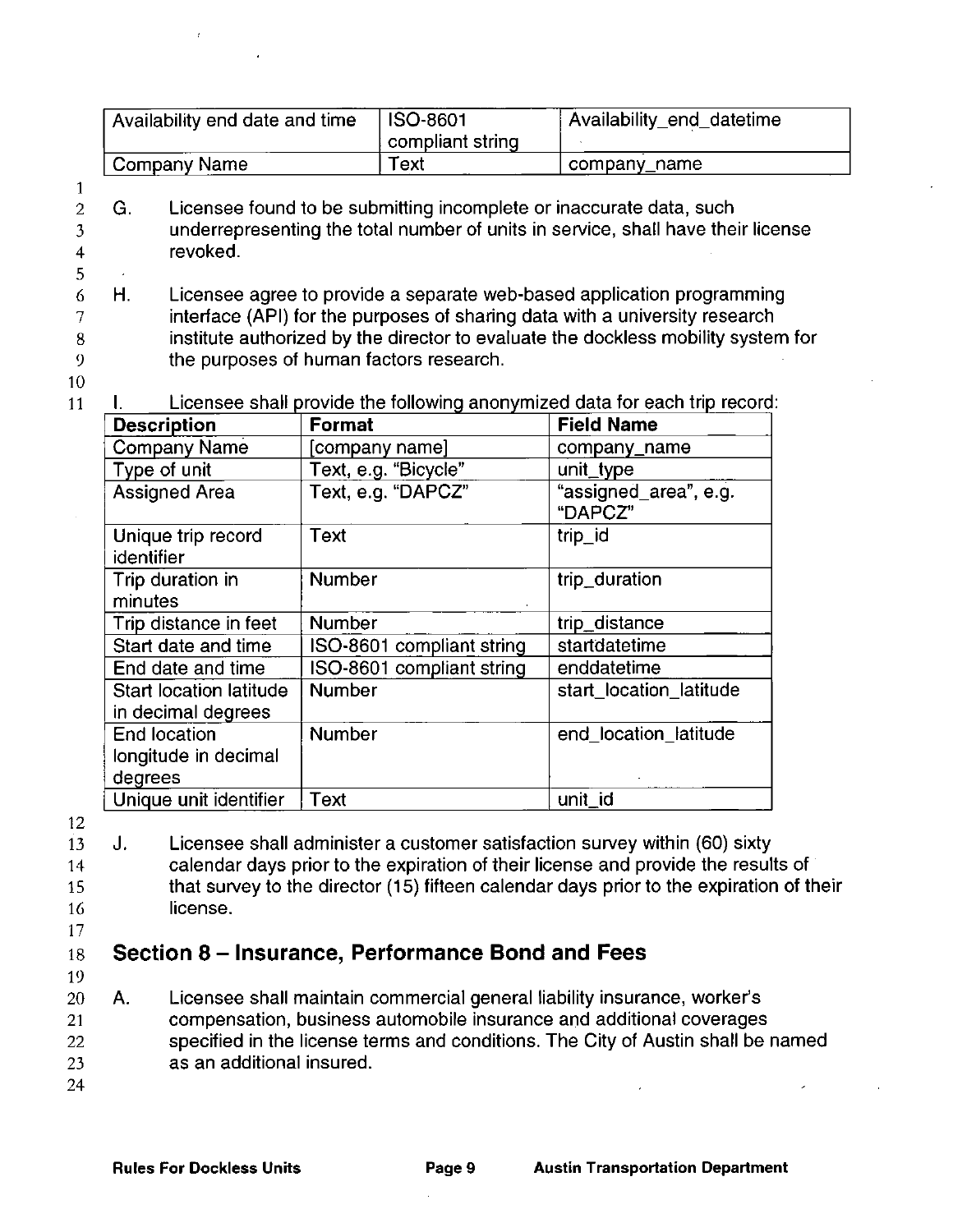| Availability end date and time | ISO-8601 compliant string | Availability_end_datetime |
|---|---|---|
| Company Name | Text | company_name |

G. Licensee found to be submitting incomplete or inaccurate data, such underrepresenting the total number of units in service, shall have their license revoked.

H. Licensee agree to provide a separate web-based application programming interface (API) for the purposes of sharing data with a university research institute authorized by the director to evaluate the dockless mobility system for the purposes of human factors research.

I. Licensee shall provide the following anonymized data for each trip record:

| Description | Format | Field Name |
|---|---|---|
| Company Name | [company name] | company_name |
| Type of unit | Text, e.g. "Bicycle" | unit_type |
| Assigned Area | Text, e.g. "DAPCZ" | "assigned_area", e.g. "DAPCZ" |
| Unique trip record identifier | Text | trip_id |
| Trip duration in minutes | Number | trip_duration |
| Trip distance in feet | Number | trip_distance |
| Start date and time | ISO-8601 compliant string | startdatetime |
| End date and time | ISO-8601 compliant string | enddatetime |
| Start location latitude in decimal degrees | Number | start_location_latitude |
| End location longitude in decimal degrees | Number | end_location_latitude |
| Unique unit identifier | Text | unit_id |

J. Licensee shall administer a customer satisfaction survey within (60) sixty calendar days prior to the expiration of their license and provide the results of that survey to the director (15) fifteen calendar days prior to the expiration of their license.

## Section 8 – Insurance, Performance Bond and Fees

A. Licensee shall maintain commercial general liability insurance, worker's compensation, business automobile insurance and additional coverages specified in the license terms and conditions. The City of Austin shall be named as an additional insured.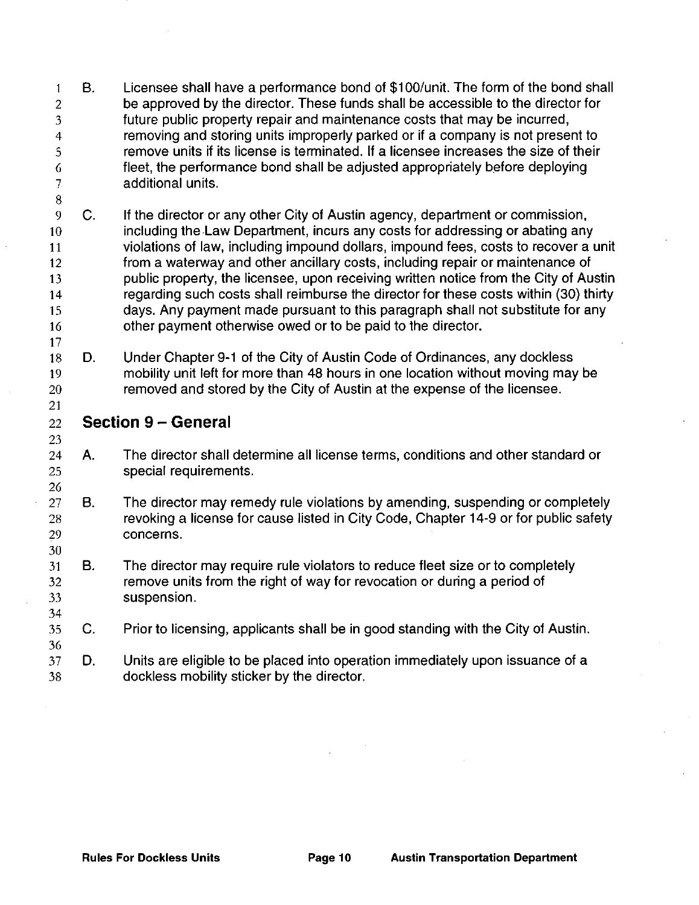B. Licensee shall have a performance bond of $100/unit. The form of the bond shall be approved by the director. These funds shall be accessible to the director for future public property repair and maintenance costs that may be incurred, removing and storing units improperly parked or if a company is not present to remove units if its license is terminated. If a licensee increases the size of their fleet, the performance bond shall be adjusted appropriately before deploying additional units.

C. If the director or any other City of Austin agency, department or commission, including the Law Department, incurs any costs for addressing or abating any violations of law, including impound dollars, impound fees, costs to recover a unit from a waterway and other ancillary costs, including repair or maintenance of public property, the licensee, upon receiving written notice from the City of Austin regarding such costs shall reimburse the director for these costs within (30) thirty days. Any payment made pursuant to this paragraph shall not substitute for any other payment otherwise owed or to be paid to the director.

D. Under Chapter 9-1 of the City of Austin Code of Ordinances, any dockless mobility unit left for more than 48 hours in one location without moving may be removed and stored by the City of Austin at the expense of the licensee.

## Section 9 – General

A. The director shall determine all license terms, conditions and other standard or special requirements.

B. The director may remedy rule violations by amending, suspending or completely revoking a license for cause listed in City Code, Chapter 14-9 or for public safety concerns.

B. The director may require rule violators to reduce fleet size or to completely remove units from the right of way for revocation or during a period of suspension.

C. Prior to licensing, applicants shall be in good standing with the City of Austin.

D. Units are eligible to be placed into operation immediately upon issuance of a dockless mobility sticker by the director.